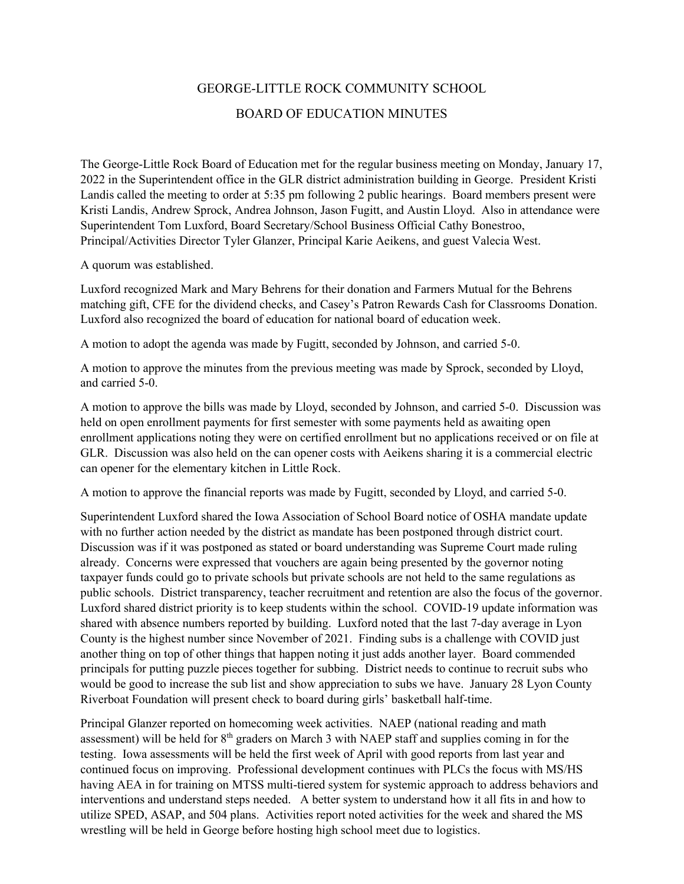# GEORGE-LITTLE ROCK COMMUNITY SCHOOL

## BOARD OF EDUCATION MINUTES

The George-Little Rock Board of Education met for the regular business meeting on Monday, January 17, 2022 in the Superintendent office in the GLR district administration building in George. President Kristi Landis called the meeting to order at 5:35 pm following 2 public hearings. Board members present were Kristi Landis, Andrew Sprock, Andrea Johnson, Jason Fugitt, and Austin Lloyd. Also in attendance were Superintendent Tom Luxford, Board Secretary/School Business Official Cathy Bonestroo, Principal/Activities Director Tyler Glanzer, Principal Karie Aeikens, and guest Valecia West.

A quorum was established.

Luxford recognized Mark and Mary Behrens for their donation and Farmers Mutual for the Behrens matching gift, CFE for the dividend checks, and Casey's Patron Rewards Cash for Classrooms Donation. Luxford also recognized the board of education for national board of education week.

A motion to adopt the agenda was made by Fugitt, seconded by Johnson, and carried 5-0.

A motion to approve the minutes from the previous meeting was made by Sprock, seconded by Lloyd, and carried 5-0.

A motion to approve the bills was made by Lloyd, seconded by Johnson, and carried 5-0. Discussion was held on open enrollment payments for first semester with some payments held as awaiting open enrollment applications noting they were on certified enrollment but no applications received or on file at GLR. Discussion was also held on the can opener costs with Aeikens sharing it is a commercial electric can opener for the elementary kitchen in Little Rock.

A motion to approve the financial reports was made by Fugitt, seconded by Lloyd, and carried 5-0.

Superintendent Luxford shared the Iowa Association of School Board notice of OSHA mandate update with no further action needed by the district as mandate has been postponed through district court. Discussion was if it was postponed as stated or board understanding was Supreme Court made ruling already. Concerns were expressed that vouchers are again being presented by the governor noting taxpayer funds could go to private schools but private schools are not held to the same regulations as public schools. District transparency, teacher recruitment and retention are also the focus of the governor. Luxford shared district priority is to keep students within the school. COVID-19 update information was shared with absence numbers reported by building. Luxford noted that the last 7-day average in Lyon County is the highest number since November of 2021. Finding subs is a challenge with COVID just another thing on top of other things that happen noting it just adds another layer. Board commended principals for putting puzzle pieces together for subbing. District needs to continue to recruit subs who would be good to increase the sub list and show appreciation to subs we have. January 28 Lyon County Riverboat Foundation will present check to board during girls' basketball half-time.

Principal Glanzer reported on homecoming week activities. NAEP (national reading and math assessment) will be held for 8th graders on March 3 with NAEP staff and supplies coming in for the testing. Iowa assessments will be held the first week of April with good reports from last year and continued focus on improving. Professional development continues with PLCs the focus with MS/HS having AEA in for training on MTSS multi-tiered system for systemic approach to address behaviors and interventions and understand steps needed. A better system to understand how it all fits in and how to utilize SPED, ASAP, and 504 plans. Activities report noted activities for the week and shared the MS wrestling will be held in George before hosting high school meet due to logistics.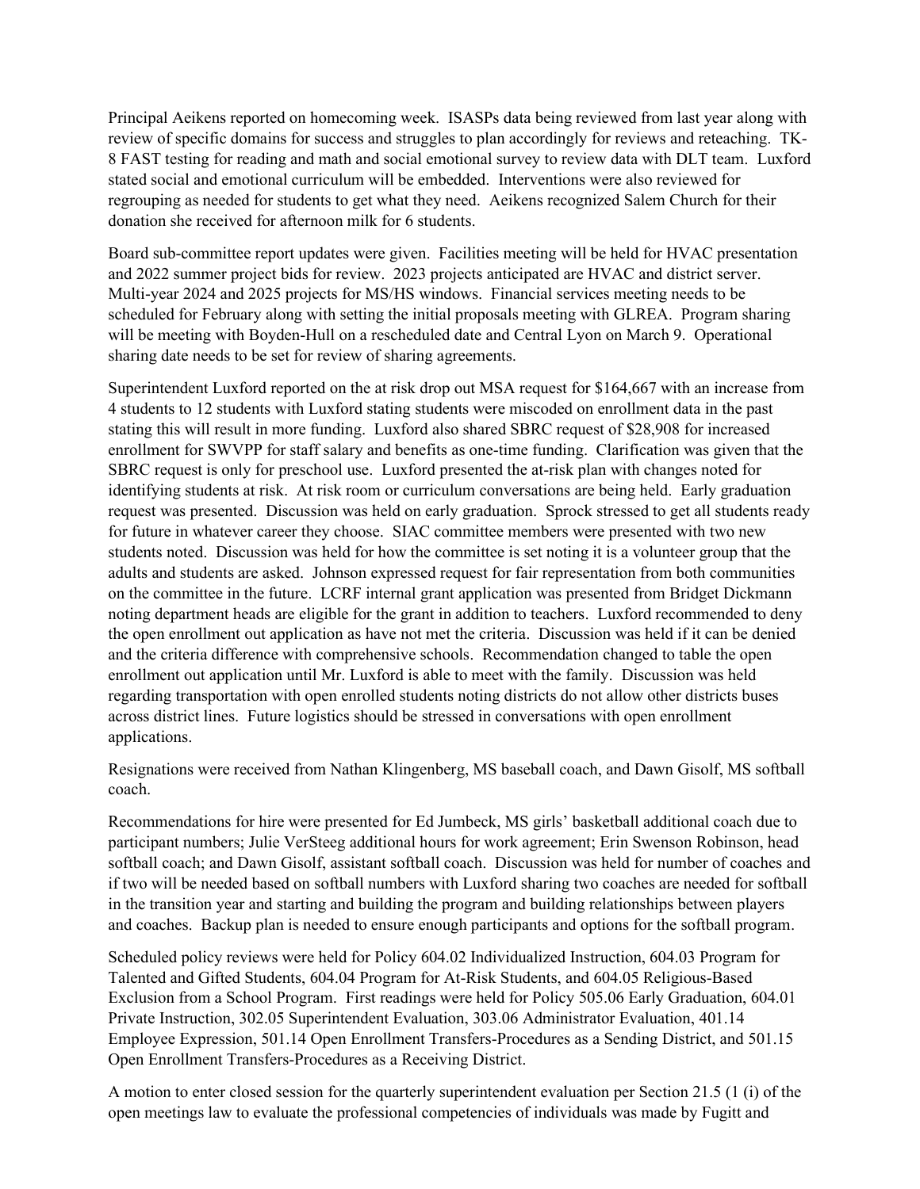Principal Aeikens reported on homecoming week. ISASPs data being reviewed from last year along with review of specific domains for success and struggles to plan accordingly for reviews and reteaching. TK-8 FAST testing for reading and math and social emotional survey to review data with DLT team. Luxford stated social and emotional curriculum will be embedded. Interventions were also reviewed for regrouping as needed for students to get what they need. Aeikens recognized Salem Church for their donation she received for afternoon milk for 6 students.

Board sub-committee report updates were given. Facilities meeting will be held for HVAC presentation and 2022 summer project bids for review. 2023 projects anticipated are HVAC and district server. Multi-year 2024 and 2025 projects for MS/HS windows. Financial services meeting needs to be scheduled for February along with setting the initial proposals meeting with GLREA. Program sharing will be meeting with Boyden-Hull on a rescheduled date and Central Lyon on March 9. Operational sharing date needs to be set for review of sharing agreements.

Superintendent Luxford reported on the at risk drop out MSA request for $164,667 with an increase from 4 students to 12 students with Luxford stating students were miscoded on enrollment data in the past stating this will result in more funding. Luxford also shared SBRC request of $28,908 for increased enrollment for SWVPP for staff salary and benefits as one-time funding. Clarification was given that the SBRC request is only for preschool use. Luxford presented the at-risk plan with changes noted for identifying students at risk. At risk room or curriculum conversations are being held. Early graduation request was presented. Discussion was held on early graduation. Sprock stressed to get all students ready for future in whatever career they choose. SIAC committee members were presented with two new students noted. Discussion was held for how the committee is set noting it is a volunteer group that the adults and students are asked. Johnson expressed request for fair representation from both communities on the committee in the future. LCRF internal grant application was presented from Bridget Dickmann noting department heads are eligible for the grant in addition to teachers. Luxford recommended to deny the open enrollment out application as have not met the criteria. Discussion was held if it can be denied and the criteria difference with comprehensive schools. Recommendation changed to table the open enrollment out application until Mr. Luxford is able to meet with the family. Discussion was held regarding transportation with open enrolled students noting districts do not allow other districts buses across district lines. Future logistics should be stressed in conversations with open enrollment applications.

Resignations were received from Nathan Klingenberg, MS baseball coach, and Dawn Gisolf, MS softball coach.

Recommendations for hire were presented for Ed Jumbeck, MS girls' basketball additional coach due to participant numbers; Julie VerSteeg additional hours for work agreement; Erin Swenson Robinson, head softball coach; and Dawn Gisolf, assistant softball coach. Discussion was held for number of coaches and if two will be needed based on softball numbers with Luxford sharing two coaches are needed for softball in the transition year and starting and building the program and building relationships between players and coaches. Backup plan is needed to ensure enough participants and options for the softball program.

Scheduled policy reviews were held for Policy 604.02 Individualized Instruction, 604.03 Program for Talented and Gifted Students, 604.04 Program for At-Risk Students, and 604.05 Religious-Based Exclusion from a School Program. First readings were held for Policy 505.06 Early Graduation, 604.01 Private Instruction, 302.05 Superintendent Evaluation, 303.06 Administrator Evaluation, 401.14 Employee Expression, 501.14 Open Enrollment Transfers-Procedures as a Sending District, and 501.15 Open Enrollment Transfers-Procedures as a Receiving District.

A motion to enter closed session for the quarterly superintendent evaluation per Section 21.5 (1 (i) of the open meetings law to evaluate the professional competencies of individuals was made by Fugitt and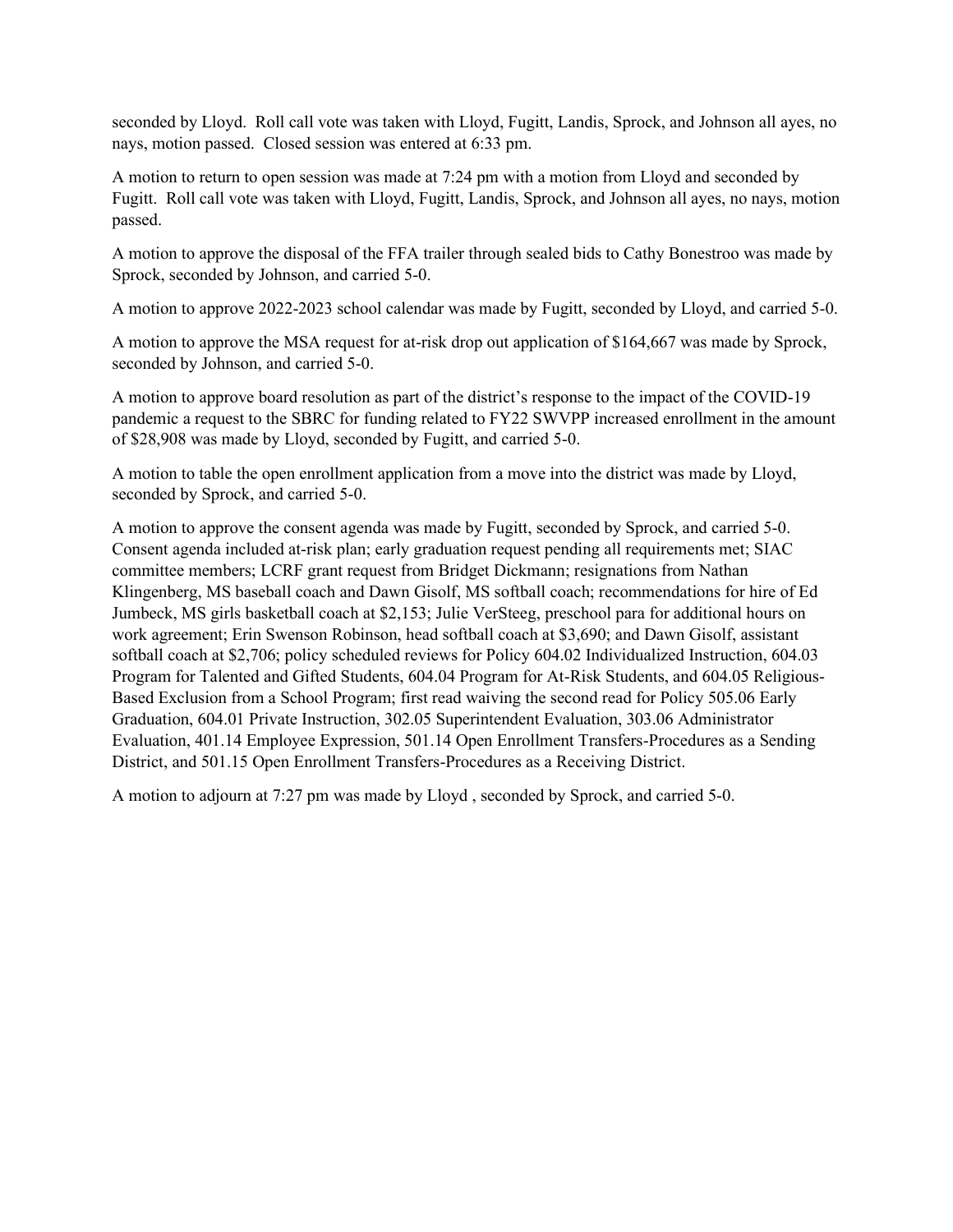seconded by Lloyd. Roll call vote was taken with Lloyd, Fugitt, Landis, Sprock, and Johnson all ayes, no nays, motion passed. Closed session was entered at 6:33 pm.

A motion to return to open session was made at 7:24 pm with a motion from Lloyd and seconded by Fugitt. Roll call vote was taken with Lloyd, Fugitt, Landis, Sprock, and Johnson all ayes, no nays, motion passed.

A motion to approve the disposal of the FFA trailer through sealed bids to Cathy Bonestroo was made by Sprock, seconded by Johnson, and carried 5-0.

A motion to approve 2022-2023 school calendar was made by Fugitt, seconded by Lloyd, and carried 5-0.

A motion to approve the MSA request for at-risk drop out application of $164,667 was made by Sprock, seconded by Johnson, and carried 5-0.

A motion to approve board resolution as part of the district's response to the impact of the COVID-19 pandemic a request to the SBRC for funding related to FY22 SWVPP increased enrollment in the amount of $28,908 was made by Lloyd, seconded by Fugitt, and carried 5-0.

A motion to table the open enrollment application from a move into the district was made by Lloyd, seconded by Sprock, and carried 5-0.

A motion to approve the consent agenda was made by Fugitt, seconded by Sprock, and carried 5-0. Consent agenda included at-risk plan; early graduation request pending all requirements met; SIAC committee members; LCRF grant request from Bridget Dickmann; resignations from Nathan Klingenberg, MS baseball coach and Dawn Gisolf, MS softball coach; recommendations for hire of Ed Jumbeck, MS girls basketball coach at $2,153; Julie VerSteeg, preschool para for additional hours on work agreement; Erin Swenson Robinson, head softball coach at $3,690; and Dawn Gisolf, assistant softball coach at $2,706; policy scheduled reviews for Policy 604.02 Individualized Instruction, 604.03 Program for Talented and Gifted Students, 604.04 Program for At-Risk Students, and 604.05 Religious-Based Exclusion from a School Program; first read waiving the second read for Policy 505.06 Early Graduation, 604.01 Private Instruction, 302.05 Superintendent Evaluation, 303.06 Administrator Evaluation, 401.14 Employee Expression, 501.14 Open Enrollment Transfers-Procedures as a Sending District, and 501.15 Open Enrollment Transfers-Procedures as a Receiving District.

A motion to adjourn at 7:27 pm was made by Lloyd , seconded by Sprock, and carried 5-0.